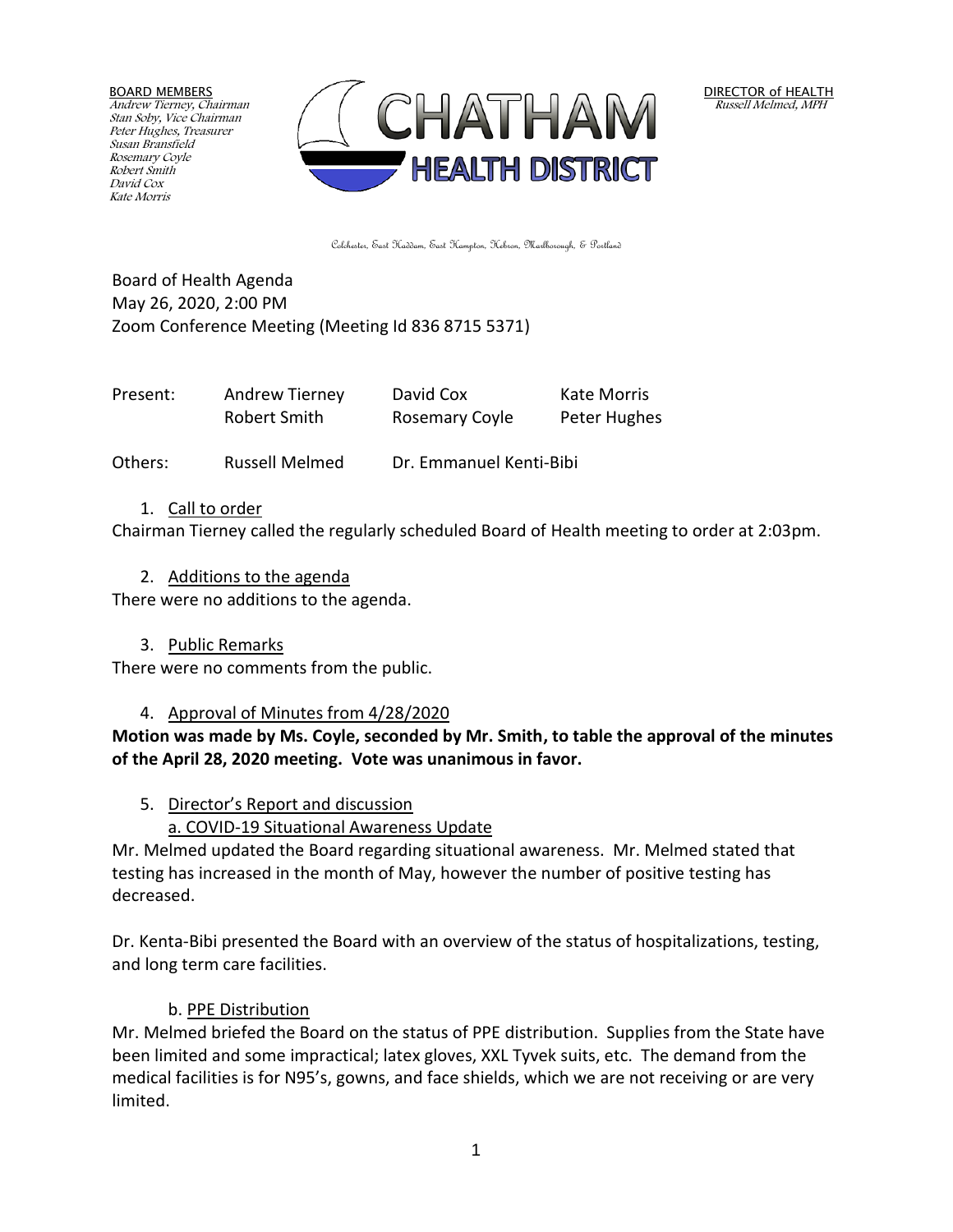BOARD MEMBERS
*Andrew Tierney, Chairman*
*Stan Soby, Vice Chairman*
*Peter Hughes, Treasurer*
*Susan Bransfield*
*Rosemary Coyle*
*Robert Smith*
*David Cox*
*Kate Morris*

**CHATHAM HEALTH DISTRICT**

DIRECTOR of HEALTH
*Russell Melmed, MPH*

Colchester, East Haddam, East Hampton, Hebron, Marlborough, & Portland

Board of Health Agenda
May 26, 2020, 2:00 PM
Zoom Conference Meeting (Meeting Id 836 8715 5371)

| Present: | Andrew Tierney | David Cox | Kate Morris |
|---|---|---|---|
| | Robert Smith | Rosemary Coyle | Peter Hughes |
| Others: | Russell Melmed | Dr. Emmanuel Kenti-Bibi | |

1. Call to order

Chairman Tierney called the regularly scheduled Board of Health meeting to order at 2:03pm.

2. Additions to the agenda

There were no additions to the agenda.

3. Public Remarks

There were no comments from the public.

4. Approval of Minutes from 4/28/2020

**Motion was made by Ms. Coyle, seconded by Mr. Smith, to table the approval of the minutes of the April 28, 2020 meeting. Vote was unanimous in favor.**

5. Director's Report and discussion

a. COVID-19 Situational Awareness Update

Mr. Melmed updated the Board regarding situational awareness. Mr. Melmed stated that testing has increased in the month of May, however the number of positive testing has decreased.

Dr. Kenta-Bibi presented the Board with an overview of the status of hospitalizations, testing, and long term care facilities.

b. PPE Distribution

Mr. Melmed briefed the Board on the status of PPE distribution. Supplies from the State have been limited and some impractical; latex gloves, XXL Tyvek suits, etc. The demand from the medical facilities is for N95's, gowns, and face shields, which we are not receiving or are very limited.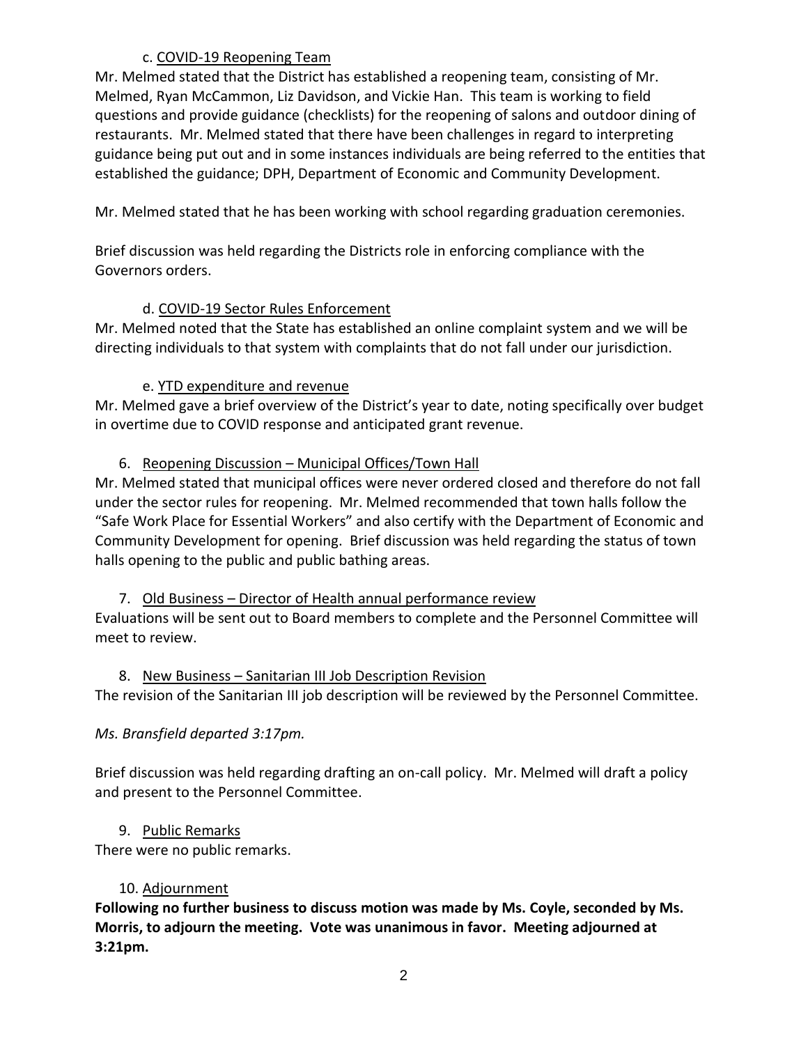c. COVID-19 Reopening Team

Mr. Melmed stated that the District has established a reopening team, consisting of Mr. Melmed, Ryan McCammon, Liz Davidson, and Vickie Han. This team is working to field questions and provide guidance (checklists) for the reopening of salons and outdoor dining of restaurants. Mr. Melmed stated that there have been challenges in regard to interpreting guidance being put out and in some instances individuals are being referred to the entities that established the guidance; DPH, Department of Economic and Community Development.

Mr. Melmed stated that he has been working with school regarding graduation ceremonies.

Brief discussion was held regarding the Districts role in enforcing compliance with the Governors orders.

d. COVID-19 Sector Rules Enforcement

Mr. Melmed noted that the State has established an online complaint system and we will be directing individuals to that system with complaints that do not fall under our jurisdiction.

e. YTD expenditure and revenue

Mr. Melmed gave a brief overview of the District's year to date, noting specifically over budget in overtime due to COVID response and anticipated grant revenue.

6. Reopening Discussion – Municipal Offices/Town Hall

Mr. Melmed stated that municipal offices were never ordered closed and therefore do not fall under the sector rules for reopening. Mr. Melmed recommended that town halls follow the "Safe Work Place for Essential Workers" and also certify with the Department of Economic and Community Development for opening. Brief discussion was held regarding the status of town halls opening to the public and public bathing areas.

7. Old Business – Director of Health annual performance review

Evaluations will be sent out to Board members to complete and the Personnel Committee will meet to review.

8. New Business – Sanitarian III Job Description Revision

The revision of the Sanitarian III job description will be reviewed by the Personnel Committee.

*Ms. Bransfield departed 3:17pm.*

Brief discussion was held regarding drafting an on-call policy. Mr. Melmed will draft a policy and present to the Personnel Committee.

9. Public Remarks

There were no public remarks.

10. Adjournment

**Following no further business to discuss motion was made by Ms. Coyle, seconded by Ms. Morris, to adjourn the meeting. Vote was unanimous in favor. Meeting adjourned at 3:21pm.**